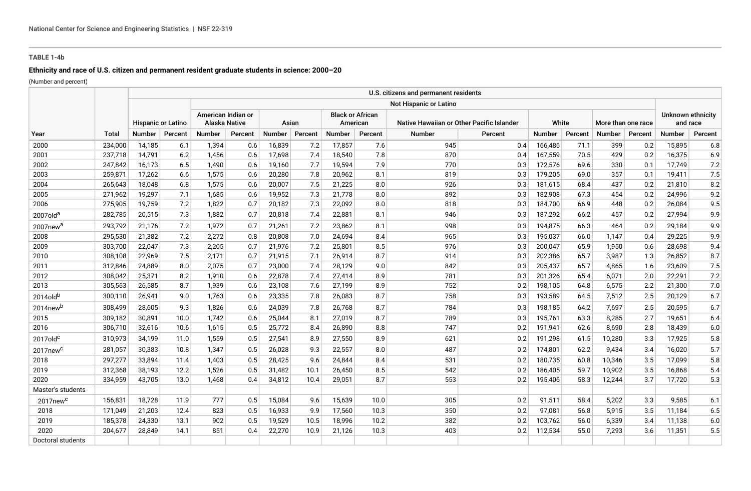National Center for Science and Engineering Statistics | NSF 22-319

**TABLE 1-4b**

### Ethnicity and race of U.S. citizen and permanent resident graduate students in science: 2000–20

(Number and percent)

| | | U.S. citizens and permanent residents | | | | | | | | | | | | | | | | | |
|---|---|---|---|---|---|---|---|---|---|---|---|---|---|---|---|---|---|---|---|
| | | | | Not Hispanic or Latino | | | | | | | | | | | | | | | |
| | | Hispanic or Latino | | American Indian or Alaska Native | | Asian | | Black or African American | | Native Hawaiian or Other Pacific Islander | | White | | More than one race | | Unknown ethnicity and race | |
| Year | Total | Number | Percent | Number | Percent | Number | Percent | Number | Percent | Number | Percent | Number | Percent | Number | Percent | Number | Percent |
| 2000 | 234,000 | 14,185 | 6.1 | 1,394 | 0.6 | 16,839 | 7.2 | 17,857 | 7.6 | 945 | 0.4 | 166,486 | 71.1 | 399 | 0.2 | 15,895 | 6.8 |
| 2001 | 237,718 | 14,791 | 6.2 | 1,456 | 0.6 | 17,698 | 7.4 | 18,540 | 7.8 | 870 | 0.4 | 167,559 | 70.5 | 429 | 0.2 | 16,375 | 6.9 |
| 2002 | 247,842 | 16,173 | 6.5 | 1,490 | 0.6 | 19,160 | 7.7 | 19,594 | 7.9 | 770 | 0.3 | 172,576 | 69.6 | 330 | 0.1 | 17,749 | 7.2 |
| 2003 | 259,871 | 17,262 | 6.6 | 1,575 | 0.6 | 20,280 | 7.8 | 20,962 | 8.1 | 819 | 0.3 | 179,205 | 69.0 | 357 | 0.1 | 19,411 | 7.5 |
| 2004 | 265,643 | 18,048 | 6.8 | 1,575 | 0.6 | 20,007 | 7.5 | 21,225 | 8.0 | 926 | 0.3 | 181,615 | 68.4 | 437 | 0.2 | 21,810 | 8.2 |
| 2005 | 271,962 | 19,297 | 7.1 | 1,685 | 0.6 | 19,952 | 7.3 | 21,778 | 8.0 | 892 | 0.3 | 182,908 | 67.3 | 454 | 0.2 | 24,996 | 9.2 |
| 2006 | 275,905 | 19,759 | 7.2 | 1,822 | 0.7 | 20,182 | 7.3 | 22,092 | 8.0 | 818 | 0.3 | 184,700 | 66.9 | 448 | 0.2 | 26,084 | 9.5 |
| 2007old[a] | 282,785 | 20,515 | 7.3 | 1,882 | 0.7 | 20,818 | 7.4 | 22,881 | 8.1 | 946 | 0.3 | 187,292 | 66.2 | 457 | 0.2 | 27,994 | 9.9 |
| 2007new[a] | 293,792 | 21,176 | 7.2 | 1,972 | 0.7 | 21,261 | 7.2 | 23,862 | 8.1 | 998 | 0.3 | 194,875 | 66.3 | 464 | 0.2 | 29,184 | 9.9 |
| 2008 | 295,530 | 21,382 | 7.2 | 2,272 | 0.8 | 20,808 | 7.0 | 24,694 | 8.4 | 965 | 0.3 | 195,037 | 66.0 | 1,147 | 0.4 | 29,225 | 9.9 |
| 2009 | 303,700 | 22,047 | 7.3 | 2,205 | 0.7 | 21,976 | 7.2 | 25,801 | 8.5 | 976 | 0.3 | 200,047 | 65.9 | 1,950 | 0.6 | 28,698 | 9.4 |
| 2010 | 308,108 | 22,969 | 7.5 | 2,171 | 0.7 | 21,915 | 7.1 | 26,914 | 8.7 | 914 | 0.3 | 202,386 | 65.7 | 3,987 | 1.3 | 26,852 | 8.7 |
| 2011 | 312,846 | 24,889 | 8.0 | 2,075 | 0.7 | 23,000 | 7.4 | 28,129 | 9.0 | 842 | 0.3 | 205,437 | 65.7 | 4,865 | 1.6 | 23,609 | 7.5 |
| 2012 | 308,042 | 25,371 | 8.2 | 1,910 | 0.6 | 22,878 | 7.4 | 27,414 | 8.9 | 781 | 0.3 | 201,326 | 65.4 | 6,071 | 2.0 | 22,291 | 7.2 |
| 2013 | 305,563 | 26,585 | 8.7 | 1,939 | 0.6 | 23,108 | 7.6 | 27,199 | 8.9 | 752 | 0.2 | 198,105 | 64.8 | 6,575 | 2.2 | 21,300 | 7.0 |
| 2014old[b] | 300,110 | 26,941 | 9.0 | 1,763 | 0.6 | 23,335 | 7.8 | 26,083 | 8.7 | 758 | 0.3 | 193,589 | 64.5 | 7,512 | 2.5 | 20,129 | 6.7 |
| 2014new[b] | 308,499 | 28,605 | 9.3 | 1,826 | 0.6 | 24,039 | 7.8 | 26,768 | 8.7 | 784 | 0.3 | 198,185 | 64.2 | 7,697 | 2.5 | 20,595 | 6.7 |
| 2015 | 309,182 | 30,891 | 10.0 | 1,742 | 0.6 | 25,044 | 8.1 | 27,019 | 8.7 | 789 | 0.3 | 195,761 | 63.3 | 8,285 | 2.7 | 19,651 | 6.4 |
| 2016 | 306,710 | 32,616 | 10.6 | 1,615 | 0.5 | 25,772 | 8.4 | 26,890 | 8.8 | 747 | 0.2 | 191,941 | 62.6 | 8,690 | 2.8 | 18,439 | 6.0 |
| 2017old[c] | 310,973 | 34,199 | 11.0 | 1,559 | 0.5 | 27,541 | 8.9 | 27,550 | 8.9 | 621 | 0.2 | 191,298 | 61.5 | 10,280 | 3.3 | 17,925 | 5.8 |
| 2017new[c] | 281,057 | 30,383 | 10.8 | 1,347 | 0.5 | 26,028 | 9.3 | 22,557 | 8.0 | 487 | 0.2 | 174,801 | 62.2 | 9,434 | 3.4 | 16,020 | 5.7 |
| 2018 | 297,277 | 33,894 | 11.4 | 1,403 | 0.5 | 28,425 | 9.6 | 24,844 | 8.4 | 531 | 0.2 | 180,735 | 60.8 | 10,346 | 3.5 | 17,099 | 5.8 |
| 2019 | 312,368 | 38,193 | 12.2 | 1,526 | 0.5 | 31,482 | 10.1 | 26,450 | 8.5 | 542 | 0.2 | 186,405 | 59.7 | 10,902 | 3.5 | 16,868 | 5.4 |
| 2020 | 334,959 | 43,705 | 13.0 | 1,468 | 0.4 | 34,812 | 10.4 | 29,051 | 8.7 | 553 | 0.2 | 195,406 | 58.3 | 12,244 | 3.7 | 17,720 | 5.3 |
| Master's students | | | | | | | | | | | | | | | | | |
| 2017new[c] | 156,831 | 18,728 | 11.9 | 777 | 0.5 | 15,084 | 9.6 | 15,639 | 10.0 | 305 | 0.2 | 91,511 | 58.4 | 5,202 | 3.3 | 9,585 | 6.1 |
| 2018 | 171,049 | 21,203 | 12.4 | 823 | 0.5 | 16,933 | 9.9 | 17,560 | 10.3 | 350 | 0.2 | 97,081 | 56.8 | 5,915 | 3.5 | 11,184 | 6.5 |
| 2019 | 185,378 | 24,330 | 13.1 | 902 | 0.5 | 19,529 | 10.5 | 18,996 | 10.2 | 382 | 0.2 | 103,762 | 56.0 | 6,339 | 3.4 | 11,138 | 6.0 |
| 2020 | 204,677 | 28,849 | 14.1 | 851 | 0.4 | 22,270 | 10.9 | 21,126 | 10.3 | 403 | 0.2 | 112,534 | 55.0 | 7,293 | 3.6 | 11,351 | 5.5 |
| Doctoral students | | | | | | | | | | | | | | | | | |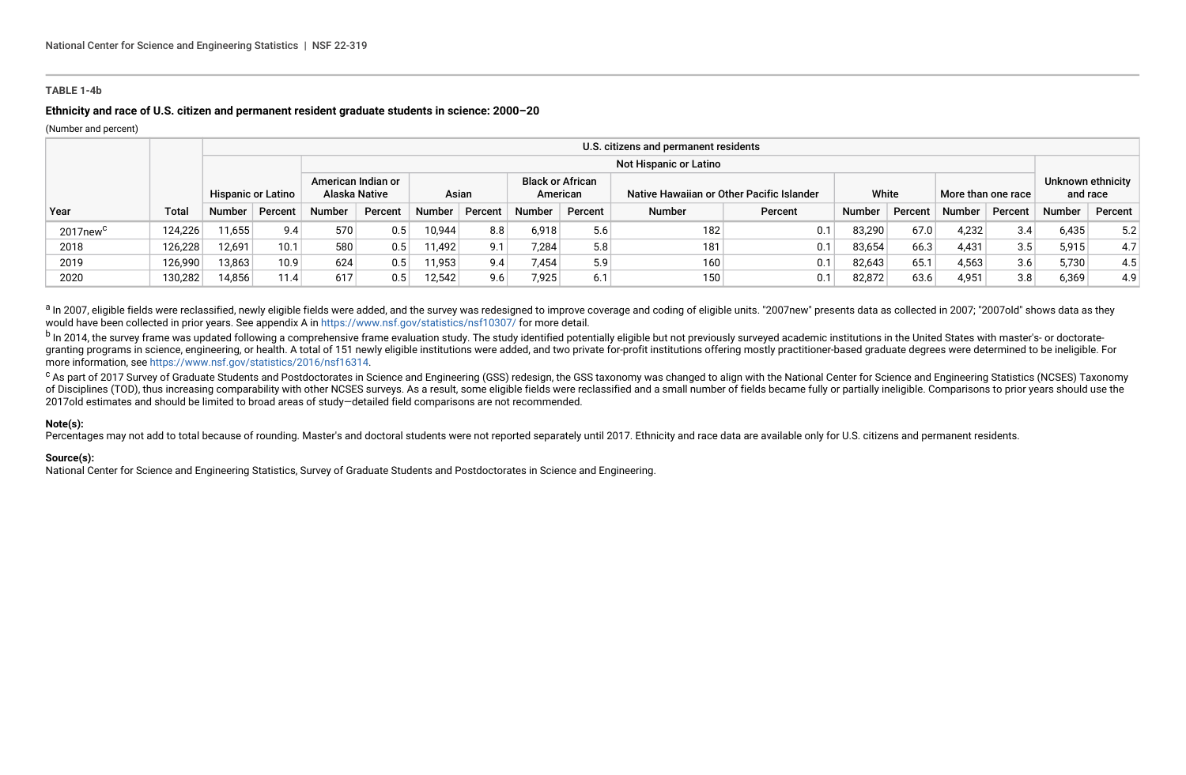**TABLE 1-4b**

**Ethnicity and race of U.S. citizen and permanent resident graduate students in science: 2000–20**

(Number and percent)

| | | U.S. citizens and permanent residents | | | | | | | | | | | | | | | | |
|---|---|---|---|---|---|---|---|---|---|---|---|---|---|---|---|---|---|---|
| | | | | Not Hispanic or Latino | | | | | | | | | | | | | | |
| | | Hispanic or Latino | | American Indian or Alaska Native | | Asian | | Black or African American | | Native Hawaiian or Other Pacific Islander | | White | | More than one race | | Unknown ethnicity and race | | |
| Year | Total | Number | Percent | Number | Percent | Number | Percent | Number | Percent | Number | Percent | Number | Percent | Number | Percent | Number | Percent | |
| 2017new[c] | 124,226 | 11,655 | 9.4 | 570 | 0.5 | 10,944 | 8.8 | 6,918 | 5.6 | 182 | 0.1 | 83,290 | 67.0 | 4,232 | 3.4 | 6,435 | 5.2 | |
| 2018 | 126,228 | 12,691 | 10.1 | 580 | 0.5 | 11,492 | 9.1 | 7,284 | 5.8 | 181 | 0.1 | 83,654 | 66.3 | 4,431 | 3.5 | 5,915 | 4.7 | |
| 2019 | 126,990 | 13,863 | 10.9 | 624 | 0.5 | 11,953 | 9.4 | 7,454 | 5.9 | 160 | 0.1 | 82,643 | 65.1 | 4,563 | 3.6 | 5,730 | 4.5 | |
| 2020 | 130,282 | 14,856 | 11.4 | 617 | 0.5 | 12,542 | 9.6 | 7,925 | 6.1 | 150 | 0.1 | 82,872 | 63.6 | 4,951 | 3.8 | 6,369 | 4.9 | |

[a] In 2007, eligible fields were reclassified, newly eligible fields were added, and the survey was redesigned to improve coverage and coding of eligible units. "2007new" presents data as collected in 2007; "2007old" shows data as they would have been collected in prior years. See appendix A in https://www.nsf.gov/statistics/nsf10307/ for more detail.

[b] In 2014, the survey frame was updated following a comprehensive frame evaluation study. The study identified potentially eligible but not previously surveyed academic institutions in the United States with master's- or doctorate-granting programs in science, engineering, or health. A total of 151 newly eligible institutions were added, and two private for-profit institutions offering mostly practitioner-based graduate degrees were determined to be ineligible. For more information, see https://www.nsf.gov/statistics/2016/nsf16314.

[c] As part of 2017 Survey of Graduate Students and Postdoctorates in Science and Engineering (GSS) redesign, the GSS taxonomy was changed to align with the National Center for Science and Engineering Statistics (NCSES) Taxonomy of Disciplines (TOD), thus increasing comparability with other NCSES surveys. As a result, some eligible fields were reclassified and a small number of fields became fully or partially ineligible. Comparisons to prior years should use the 2017old estimates and should be limited to broad areas of study—detailed field comparisons are not recommended.

**Note(s):**

Percentages may not add to total because of rounding. Master's and doctoral students were not reported separately until 2017. Ethnicity and race data are available only for U.S. citizens and permanent residents.

**Source(s):**

National Center for Science and Engineering Statistics, Survey of Graduate Students and Postdoctorates in Science and Engineering.